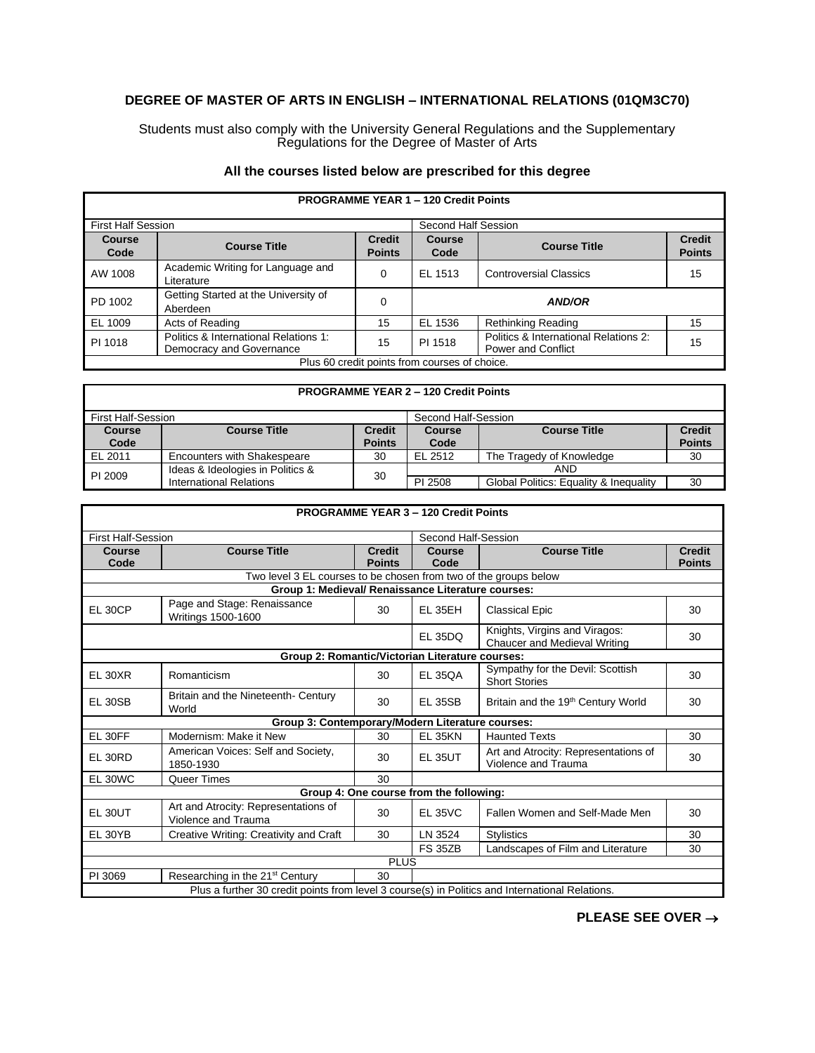**DEGREE OF MASTER OF ARTS IN ENGLISH – INTERNATIONAL RELATIONS (01QM3C70)**

Students must also comply with the University General Regulations and the Supplementary Regulations for the Degree of Master of Arts

**All the courses listed below are prescribed for this degree**

| PROGRAMME YEAR 1 – 120 Credit Points | | | | | |
|---|---|---|---|---|---|
| First Half Session | | | Second Half Session | | |
| **Course Code** | **Course Title** | **Credit Points** | **Course Code** | **Course Title** | **Credit Points** |
| AW 1008 | Academic Writing for Language and Literature | 0 | EL 1513 | Controversial Classics | 15 |
| PD 1002 | Getting Started at the University of Aberdeen | 0 | ***AND/OR*** | | |
| EL 1009 | Acts of Reading | 15 | EL 1536 | Rethinking Reading | 15 |
| PI 1018 | Politics & International Relations 1: Democracy and Governance | 15 | PI 1518 | Politics & International Relations 2: Power and Conflict | 15 |
| Plus 60 credit points from courses of choice. | | | | | |

| PROGRAMME YEAR 2 – 120 Credit Points | | | | | |
|---|---|---|---|---|---|
| First Half-Session | | | Second Half-Session | | |
| **Course Code** | **Course Title** | **Credit Points** | **Course Code** | **Course Title** | **Credit Points** |
| EL 2011 | Encounters with Shakespeare | 30 | EL 2512 | The Tragedy of Knowledge | 30 |
| PI 2009 | Ideas & Ideologies in Politics & International Relations | 30 | AND | | |
| | | | PI 2508 | Global Politics: Equality & Inequality | 30 |

| PROGRAMME YEAR 3 – 120 Credit Points | | | | | |
|---|---|---|---|---|---|
| First Half-Session | | | Second Half-Session | | |
| **Course Code** | **Course Title** | **Credit Points** | **Course Code** | **Course Title** | **Credit Points** |
| Two level 3 EL courses to be chosen from two of the groups below | | | | | |
| **Group 1: Medieval/ Renaissance Literature courses:** | | | | | |
| EL 30CP | Page and Stage: Renaissance Writings 1500-1600 | 30 | EL 35EH | Classical Epic | 30 |
| | | | EL 35DQ | Knights, Virgins and Viragos: Chaucer and Medieval Writing | 30 |
| **Group 2: Romantic/Victorian Literature courses:** | | | | | |
| EL 30XR | Romanticism | 30 | EL 35QA | Sympathy for the Devil: Scottish Short Stories | 30 |
| EL 30SB | Britain and the Nineteenth- Century World | 30 | EL 35SB | Britain and the 19th Century World | 30 |
| **Group 3: Contemporary/Modern Literature courses:** | | | | | |
| EL 30FF | Modernism: Make it New | 30 | EL 35KN | Haunted Texts | 30 |
| EL 30RD | American Voices: Self and Society, 1850-1930 | 30 | EL 35UT | Art and Atrocity: Representations of Violence and Trauma | 30 |
| EL 30WC | Queer Times | 30 | | | |
| **Group 4: One course from the following:** | | | | | |
| EL 30UT | Art and Atrocity: Representations of Violence and Trauma | 30 | EL 35VC | Fallen Women and Self-Made Men | 30 |
| EL 30YB | Creative Writing: Creativity and Craft | 30 | LN 3524 | Stylistics | 30 |
| | | | FS 35ZB | Landscapes of Film and Literature | 30 |
| PLUS | | | | | |
| PI 3069 | Researching in the 21st Century | 30 | | | |
| Plus a further 30 credit points from level 3 course(s) in Politics and International Relations. | | | | | |

**PLEASE SEE OVER →**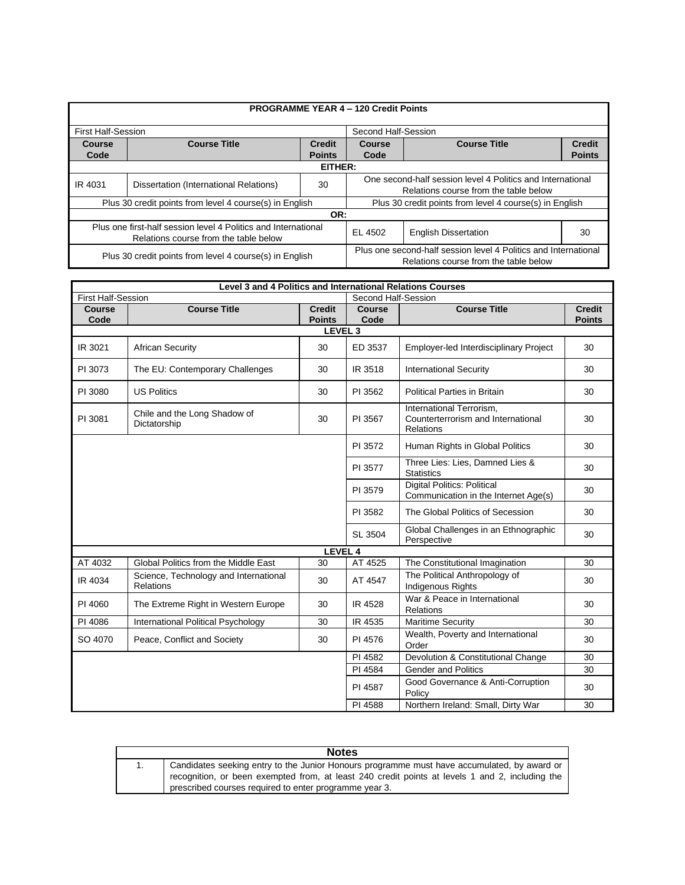| PROGRAMME YEAR 4 – 120 Credit Points | | | | | |
|---|---|---|---|---|---|
| First Half-Session | | | Second Half-Session | | |
| **Course Code** | **Course Title** | **Credit Points** | **Course Code** | **Course Title** | **Credit Points** |
| **EITHER:** | | | | | |
| IR 4031 | Dissertation (International Relations) | 30 | One second-half session level 4 Politics and International Relations course from the table below | | |
| Plus 30 credit points from level 4 course(s) in English | | | Plus 30 credit points from level 4 course(s) in English | | |
| **OR:** | | | | | |
| Plus one first-half session level 4 Politics and International Relations course from the table below | | | EL 4502 | English Dissertation | 30 |
| Plus 30 credit points from level 4 course(s) in English | | | Plus one second-half session level 4 Politics and International Relations course from the table below | | |

| Level 3 and 4 Politics and International Relations Courses | | | | | |
|---|---|---|---|---|---|
| First Half-Session | | | Second Half-Session | | |
| **Course Code** | **Course Title** | **Credit Points** | **Course Code** | **Course Title** | **Credit Points** |
| **LEVEL 3** | | | | | |
| IR 3021 | African Security | 30 | ED 3537 | Employer-led Interdisciplinary Project | 30 |
| PI 3073 | The EU: Contemporary Challenges | 30 | IR 3518 | International Security | 30 |
| PI 3080 | US Politics | 30 | PI 3562 | Political Parties in Britain | 30 |
| PI 3081 | Chile and the Long Shadow of Dictatorship | 30 | PI 3567 | International Terrorism, Counterterrorism and International Relations | 30 |
| | | | PI 3572 | Human Rights in Global Politics | 30 |
| | | | PI 3577 | Three Lies: Lies, Damned Lies & Statistics | 30 |
| | | | PI 3579 | Digital Politics: Political Communication in the Internet Age(s) | 30 |
| | | | PI 3582 | The Global Politics of Secession | 30 |
| | | | SL 3504 | Global Challenges in an Ethnographic Perspective | 30 |
| **LEVEL 4** | | | | | |
| AT 4032 | Global Politics from the Middle East | 30 | AT 4525 | The Constitutional Imagination | 30 |
| IR 4034 | Science, Technology and International Relations | 30 | AT 4547 | The Political Anthropology of Indigenous Rights | 30 |
| PI 4060 | The Extreme Right in Western Europe | 30 | IR 4528 | War & Peace in International Relations | 30 |
| PI 4086 | International Political Psychology | 30 | IR 4535 | Maritime Security | 30 |
| SO 4070 | Peace, Conflict and Society | 30 | PI 4576 | Wealth, Poverty and International Order | 30 |
| | | | PI 4582 | Devolution & Constitutional Change | 30 |
| | | | PI 4584 | Gender and Politics | 30 |
| | | | PI 4587 | Good Governance & Anti-Corruption Policy | 30 |
| | | | PI 4588 | Northern Ireland: Small, Dirty War | 30 |

| Notes | |
|---|---|
| 1. | Candidates seeking entry to the Junior Honours programme must have accumulated, by award or recognition, or been exempted from, at least 240 credit points at levels 1 and 2, including the prescribed courses required to enter programme year 3. |